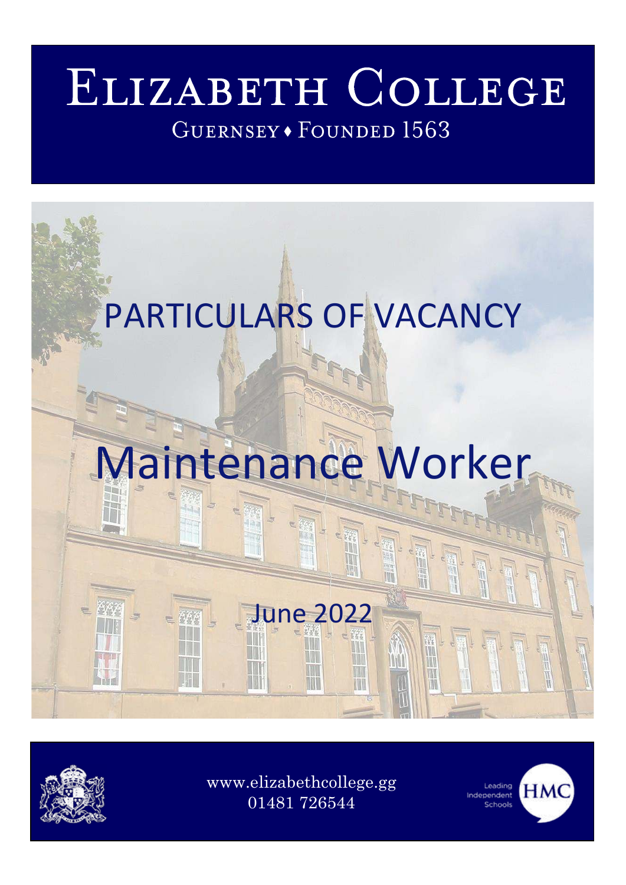# Elizabeth College

Guernsey ♦ Founded 1563

# PARTICULARS OF VACANCY

# Maintenance Worker

June 2022

www.elizabethcollege.gg
01481 726544

Leading Independent Schools HMC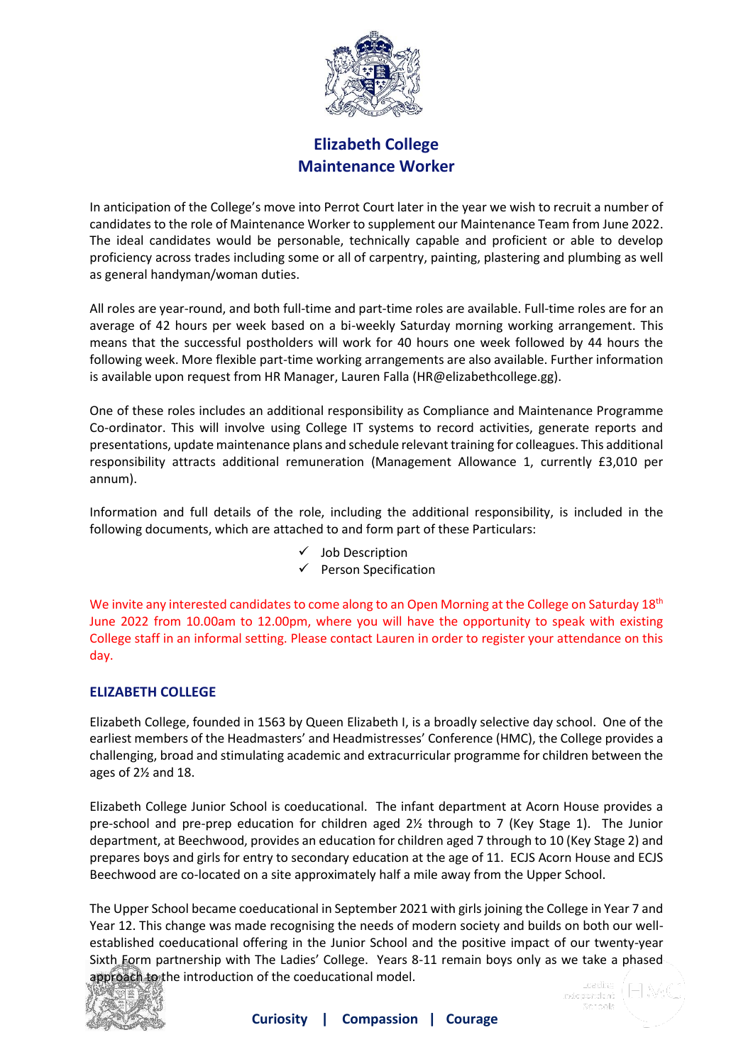# Elizabeth College
## Maintenance Worker

In anticipation of the College's move into Perrot Court later in the year we wish to recruit a number of candidates to the role of Maintenance Worker to supplement our Maintenance Team from June 2022. The ideal candidates would be personable, technically capable and proficient or able to develop proficiency across trades including some or all of carpentry, painting, plastering and plumbing as well as general handyman/woman duties.

All roles are year-round, and both full-time and part-time roles are available. Full-time roles are for an average of 42 hours per week based on a bi-weekly Saturday morning working arrangement. This means that the successful postholders will work for 40 hours one week followed by 44 hours the following week. More flexible part-time working arrangements are also available. Further information is available upon request from HR Manager, Lauren Falla (HR@elizabethcollege.gg).

One of these roles includes an additional responsibility as Compliance and Maintenance Programme Co-ordinator. This will involve using College IT systems to record activities, generate reports and presentations, update maintenance plans and schedule relevant training for colleagues. This additional responsibility attracts additional remuneration (Management Allowance 1, currently £3,010 per annum).

Information and full details of the role, including the additional responsibility, is included in the following documents, which are attached to and form part of these Particulars:

- ✓ Job Description
- ✓ Person Specification

We invite any interested candidates to come along to an Open Morning at the College on Saturday 18th June 2022 from 10.00am to 12.00pm, where you will have the opportunity to speak with existing College staff in an informal setting. Please contact Lauren in order to register your attendance on this day.

### ELIZABETH COLLEGE

Elizabeth College, founded in 1563 by Queen Elizabeth I, is a broadly selective day school. One of the earliest members of the Headmasters' and Headmistresses' Conference (HMC), the College provides a challenging, broad and stimulating academic and extracurricular programme for children between the ages of 2½ and 18.

Elizabeth College Junior School is coeducational. The infant department at Acorn House provides a pre-school and pre-prep education for children aged 2½ through to 7 (Key Stage 1). The Junior department, at Beechwood, provides an education for children aged 7 through to 10 (Key Stage 2) and prepares boys and girls for entry to secondary education at the age of 11. ECJS Acorn House and ECJS Beechwood are co-located on a site approximately half a mile away from the Upper School.

The Upper School became coeducational in September 2021 with girls joining the College in Year 7 and Year 12. This change was made recognising the needs of modern society and builds on both our well-established coeducational offering in the Junior School and the positive impact of our twenty-year Sixth Form partnership with The Ladies' College. Years 8-11 remain boys only as we take a phased approach to the introduction of the coeducational model.

**Curiosity | Compassion | Courage**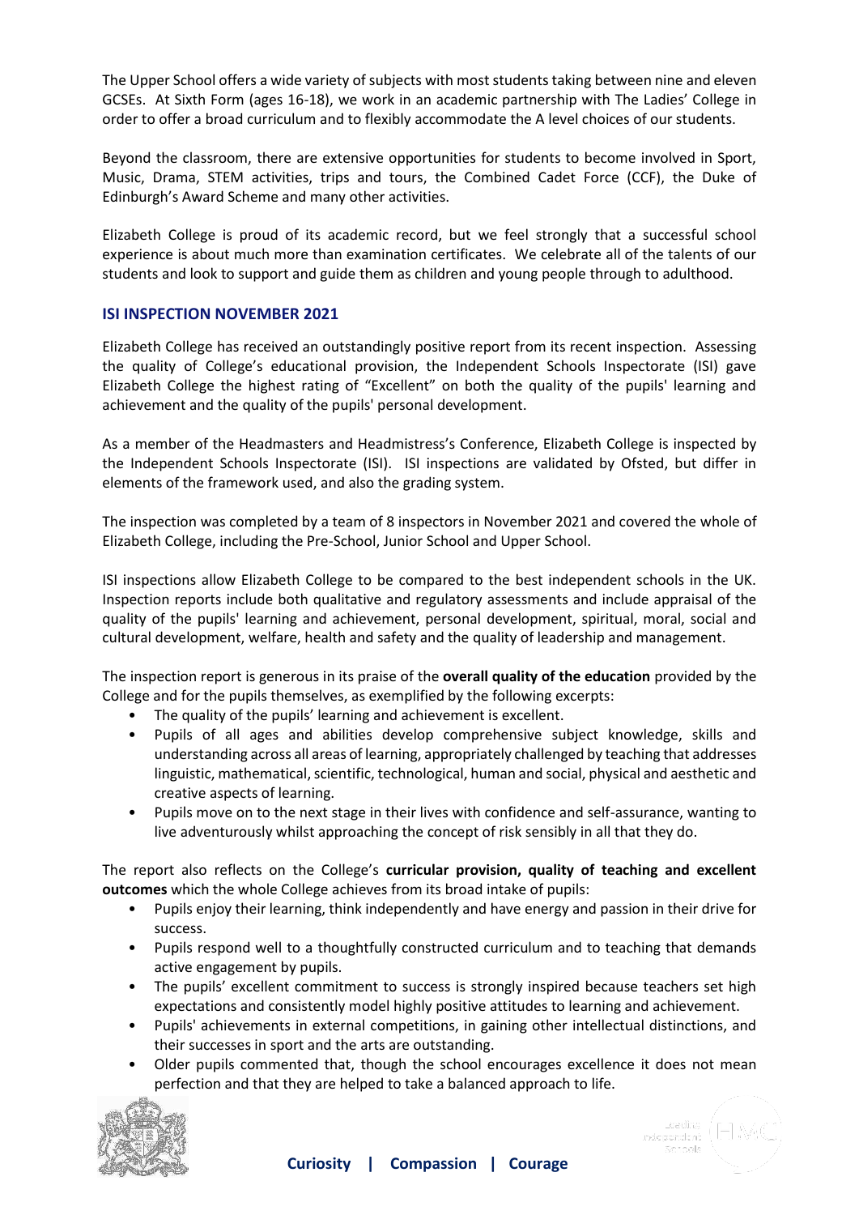The Upper School offers a wide variety of subjects with most students taking between nine and eleven GCSEs. At Sixth Form (ages 16-18), we work in an academic partnership with The Ladies' College in order to offer a broad curriculum and to flexibly accommodate the A level choices of our students.

Beyond the classroom, there are extensive opportunities for students to become involved in Sport, Music, Drama, STEM activities, trips and tours, the Combined Cadet Force (CCF), the Duke of Edinburgh's Award Scheme and many other activities.

Elizabeth College is proud of its academic record, but we feel strongly that a successful school experience is about much more than examination certificates. We celebrate all of the talents of our students and look to support and guide them as children and young people through to adulthood.

## ISI INSPECTION NOVEMBER 2021

Elizabeth College has received an outstandingly positive report from its recent inspection. Assessing the quality of College's educational provision, the Independent Schools Inspectorate (ISI) gave Elizabeth College the highest rating of "Excellent" on both the quality of the pupils' learning and achievement and the quality of the pupils' personal development.

As a member of the Headmasters and Headmistress's Conference, Elizabeth College is inspected by the Independent Schools Inspectorate (ISI). ISI inspections are validated by Ofsted, but differ in elements of the framework used, and also the grading system.

The inspection was completed by a team of 8 inspectors in November 2021 and covered the whole of Elizabeth College, including the Pre-School, Junior School and Upper School.

ISI inspections allow Elizabeth College to be compared to the best independent schools in the UK. Inspection reports include both qualitative and regulatory assessments and include appraisal of the quality of the pupils' learning and achievement, personal development, spiritual, moral, social and cultural development, welfare, health and safety and the quality of leadership and management.

The inspection report is generous in its praise of the **overall quality of the education** provided by the College and for the pupils themselves, as exemplified by the following excerpts:

- The quality of the pupils' learning and achievement is excellent.
- Pupils of all ages and abilities develop comprehensive subject knowledge, skills and understanding across all areas of learning, appropriately challenged by teaching that addresses linguistic, mathematical, scientific, technological, human and social, physical and aesthetic and creative aspects of learning.
- Pupils move on to the next stage in their lives with confidence and self-assurance, wanting to live adventurously whilst approaching the concept of risk sensibly in all that they do.

The report also reflects on the College's **curricular provision, quality of teaching and excellent outcomes** which the whole College achieves from its broad intake of pupils:

- Pupils enjoy their learning, think independently and have energy and passion in their drive for success.
- Pupils respond well to a thoughtfully constructed curriculum and to teaching that demands active engagement by pupils.
- The pupils' excellent commitment to success is strongly inspired because teachers set high expectations and consistently model highly positive attitudes to learning and achievement.
- Pupils' achievements in external competitions, in gaining other intellectual distinctions, and their successes in sport and the arts are outstanding.
- Older pupils commented that, though the school encourages excellence it does not mean perfection and that they are helped to take a balanced approach to life.

**Curiosity | Compassion | Courage**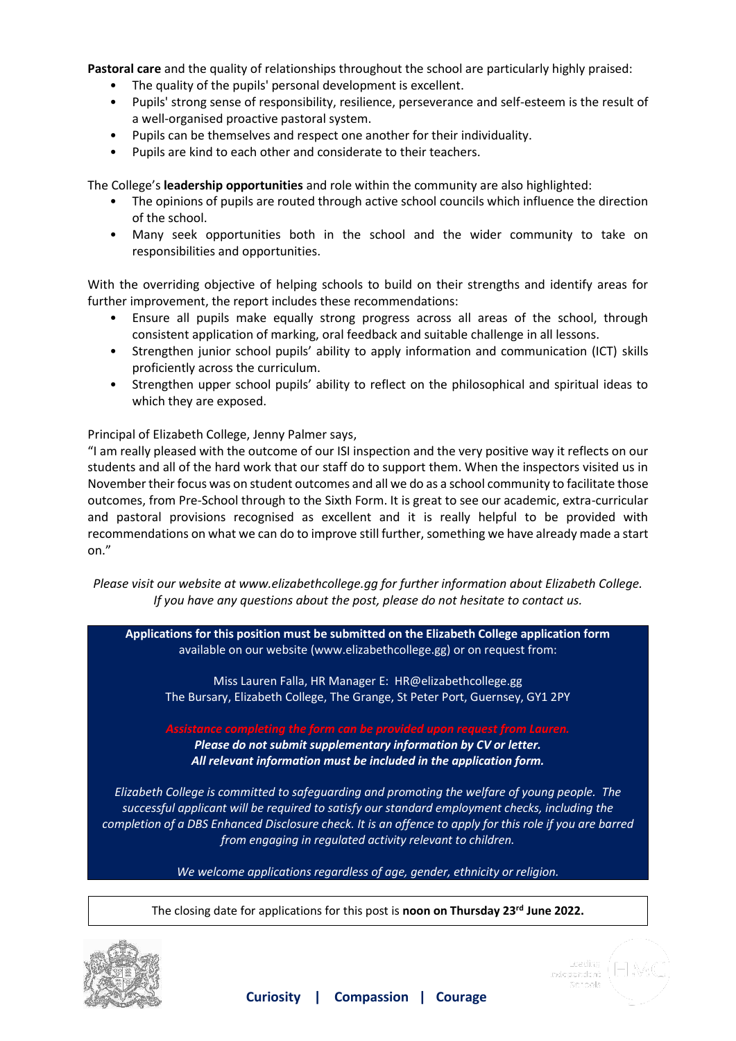**Pastoral care** and the quality of relationships throughout the school are particularly highly praised:

- The quality of the pupils' personal development is excellent.
- Pupils' strong sense of responsibility, resilience, perseverance and self-esteem is the result of a well-organised proactive pastoral system.
- Pupils can be themselves and respect one another for their individuality.
- Pupils are kind to each other and considerate to their teachers.

The College's **leadership opportunities** and role within the community are also highlighted:

- The opinions of pupils are routed through active school councils which influence the direction of the school.
- Many seek opportunities both in the school and the wider community to take on responsibilities and opportunities.

With the overriding objective of helping schools to build on their strengths and identify areas for further improvement, the report includes these recommendations:

- Ensure all pupils make equally strong progress across all areas of the school, through consistent application of marking, oral feedback and suitable challenge in all lessons.
- Strengthen junior school pupils' ability to apply information and communication (ICT) skills proficiently across the curriculum.
- Strengthen upper school pupils' ability to reflect on the philosophical and spiritual ideas to which they are exposed.

Principal of Elizabeth College, Jenny Palmer says,

"I am really pleased with the outcome of our ISI inspection and the very positive way it reflects on our students and all of the hard work that our staff do to support them. When the inspectors visited us in November their focus was on student outcomes and all we do as a school community to facilitate those outcomes, from Pre-School through to the Sixth Form. It is great to see our academic, extra-curricular and pastoral provisions recognised as excellent and it is really helpful to be provided with recommendations on what we can do to improve still further, something we have already made a start on."

*Please visit our website at www.elizabethcollege.gg for further information about Elizabeth College. If you have any questions about the post, please do not hesitate to contact us.*

**Applications for this position must be submitted on the Elizabeth College application form** available on our website (www.elizabethcollege.gg) or on request from:

Miss Lauren Falla, HR Manager E: HR@elizabethcollege.gg
The Bursary, Elizabeth College, The Grange, St Peter Port, Guernsey, GY1 2PY

*Assistance completing the form can be provided upon request from Lauren.*
***Please do not submit supplementary information by CV or letter.***
***All relevant information must be included in the application form.***

*Elizabeth College is committed to safeguarding and promoting the welfare of young people. The successful applicant will be required to satisfy our standard employment checks, including the completion of a DBS Enhanced Disclosure check. It is an offence to apply for this role if you are barred from engaging in regulated activity relevant to children.*

*We welcome applications regardless of age, gender, ethnicity or religion.*

The closing date for applications for this post is **noon on Thursday 23rd June 2022.**

**Curiosity | Compassion | Courage**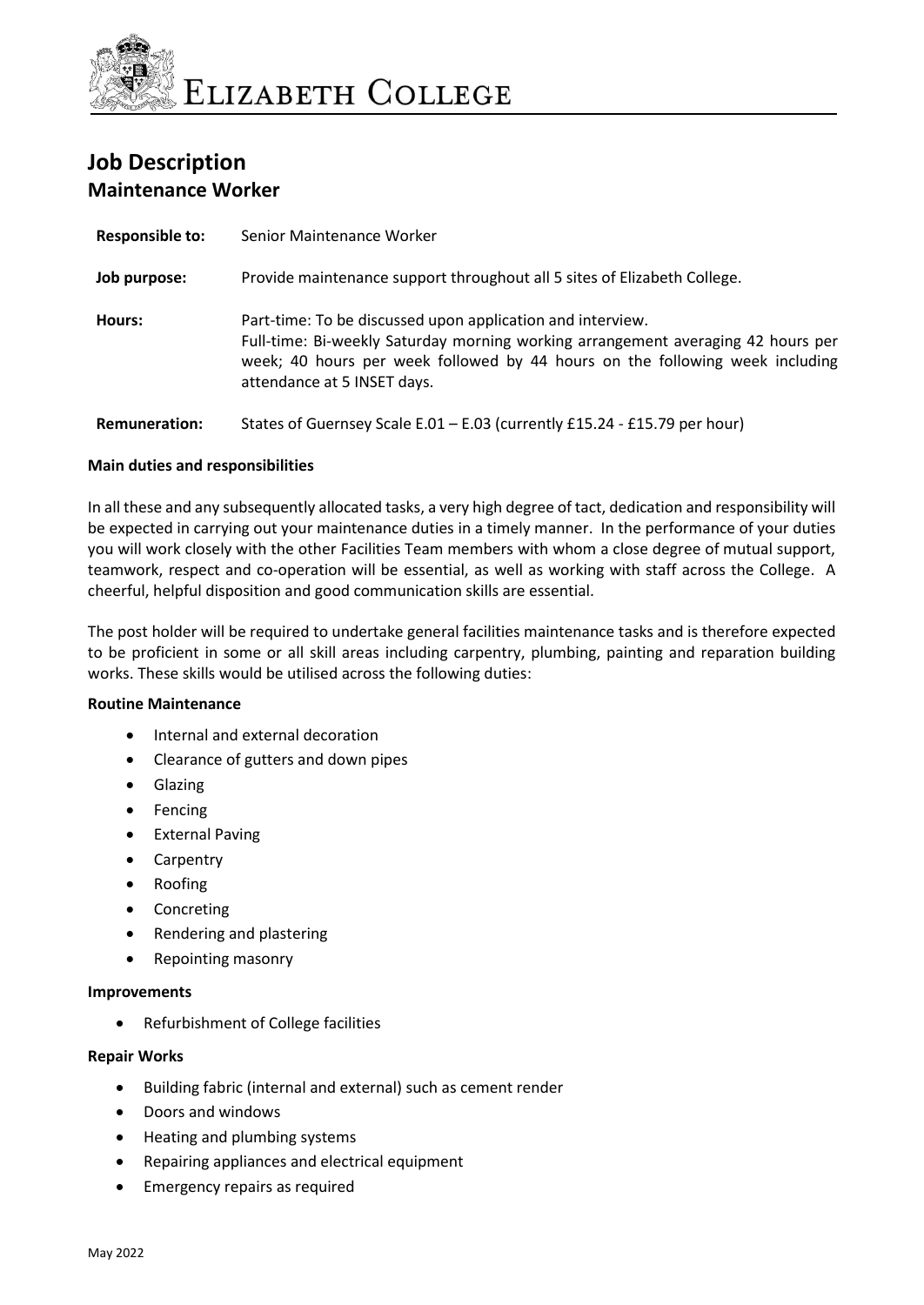# Job Description

## Maintenance Worker

| | |
|---|---|
| **Responsible to:** | Senior Maintenance Worker |
| **Job purpose:** | Provide maintenance support throughout all 5 sites of Elizabeth College. |
| **Hours:** | Part-time: To be discussed upon application and interview. Full-time: Bi-weekly Saturday morning working arrangement averaging 42 hours per week; 40 hours per week followed by 44 hours on the following week including attendance at 5 INSET days. |
| **Remuneration:** | States of Guernsey Scale E.01 – E.03 (currently £15.24 - £15.79 per hour) |

**Main duties and responsibilities**

In all these and any subsequently allocated tasks, a very high degree of tact, dedication and responsibility will be expected in carrying out your maintenance duties in a timely manner. In the performance of your duties you will work closely with the other Facilities Team members with whom a close degree of mutual support, teamwork, respect and co-operation will be essential, as well as working with staff across the College. A cheerful, helpful disposition and good communication skills are essential.

The post holder will be required to undertake general facilities maintenance tasks and is therefore expected to be proficient in some or all skill areas including carpentry, plumbing, painting and reparation building works. These skills would be utilised across the following duties:

**Routine Maintenance**

- Internal and external decoration
- Clearance of gutters and down pipes
- Glazing
- Fencing
- External Paving
- Carpentry
- Roofing
- Concreting
- Rendering and plastering
- Repointing masonry

**Improvements**

- Refurbishment of College facilities

**Repair Works**

- Building fabric (internal and external) such as cement render
- Doors and windows
- Heating and plumbing systems
- Repairing appliances and electrical equipment
- Emergency repairs as required

May 2022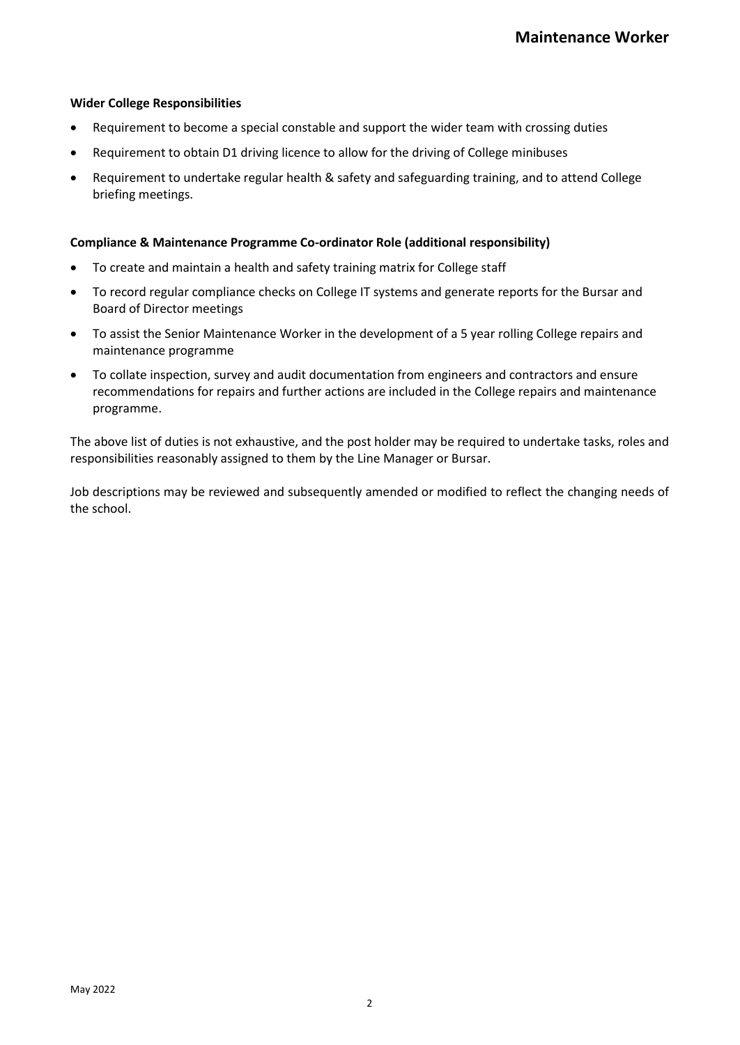**Wider College Responsibilities**

- Requirement to become a special constable and support the wider team with crossing duties
- Requirement to obtain D1 driving licence to allow for the driving of College minibuses
- Requirement to undertake regular health & safety and safeguarding training, and to attend College briefing meetings.

**Compliance & Maintenance Programme Co-ordinator Role (additional responsibility)**

- To create and maintain a health and safety training matrix for College staff
- To record regular compliance checks on College IT systems and generate reports for the Bursar and Board of Director meetings
- To assist the Senior Maintenance Worker in the development of a 5 year rolling College repairs and maintenance programme
- To collate inspection, survey and audit documentation from engineers and contractors and ensure recommendations for repairs and further actions are included in the College repairs and maintenance programme.

The above list of duties is not exhaustive, and the post holder may be required to undertake tasks, roles and responsibilities reasonably assigned to them by the Line Manager or Bursar.

Job descriptions may be reviewed and subsequently amended or modified to reflect the changing needs of the school.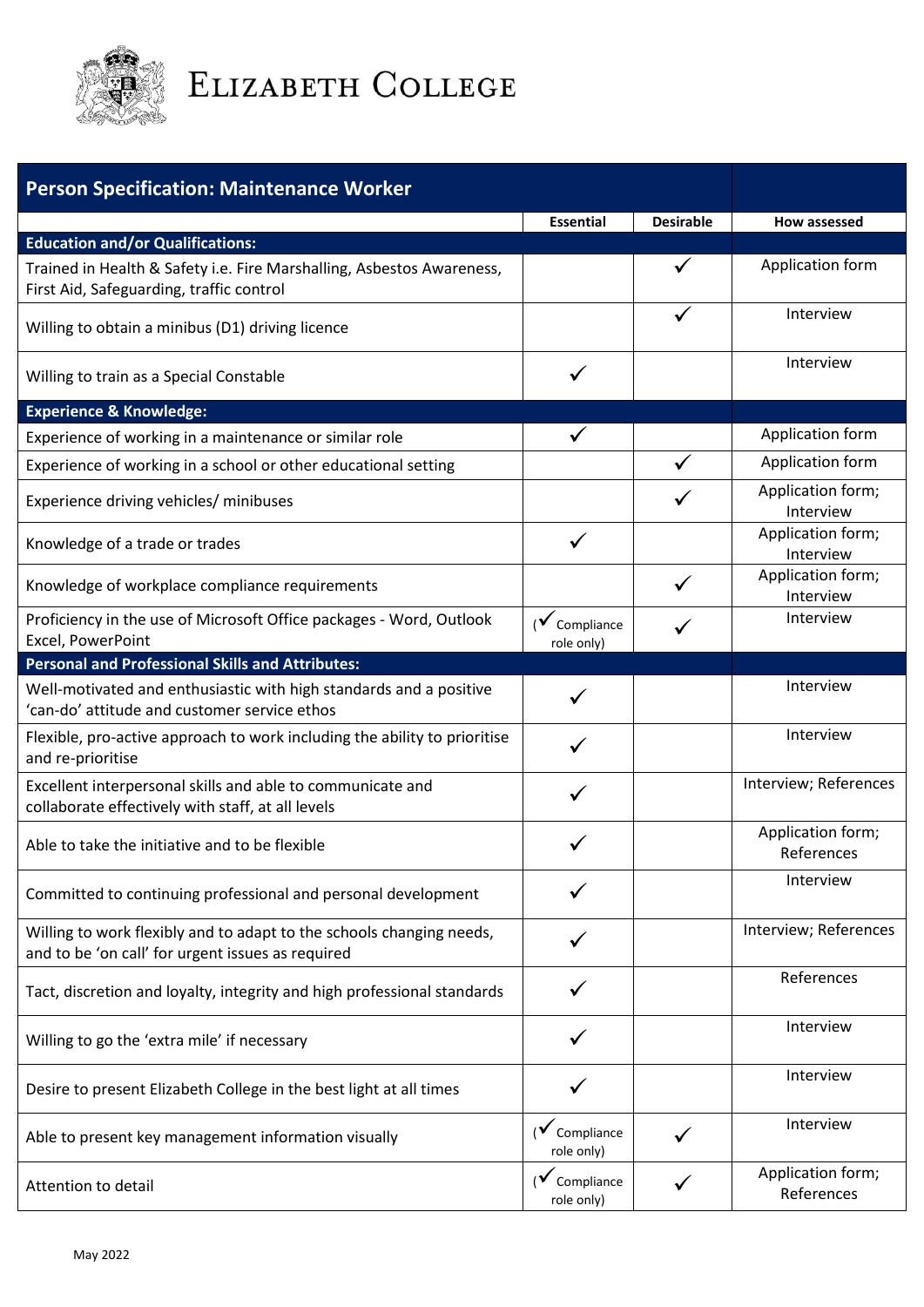# Elizabeth College

| Person Specification: Maintenance Worker | Essential | Desirable | How assessed |
|---|---|---|---|
| **Education and/or Qualifications:** | | | |
| Trained in Health & Safety i.e. Fire Marshalling, Asbestos Awareness, First Aid, Safeguarding, traffic control | | ✓ | Application form |
| Willing to obtain a minibus (D1) driving licence | | ✓ | Interview |
| Willing to train as a Special Constable | ✓ | | Interview |
| **Experience & Knowledge:** | | | |
| Experience of working in a maintenance or similar role | ✓ | | Application form |
| Experience of working in a school or other educational setting | | ✓ | Application form |
| Experience driving vehicles/ minibuses | | ✓ | Application form; Interview |
| Knowledge of a trade or trades | ✓ | | Application form; Interview |
| Knowledge of workplace compliance requirements | | ✓ | Application form; Interview |
| Proficiency in the use of Microsoft Office packages - Word, Outlook Excel, PowerPoint | (✓ Compliance role only) | ✓ | Interview |
| **Personal and Professional Skills and Attributes:** | | | |
| Well-motivated and enthusiastic with high standards and a positive 'can-do' attitude and customer service ethos | ✓ | | Interview |
| Flexible, pro-active approach to work including the ability to prioritise and re-prioritise | ✓ | | Interview |
| Excellent interpersonal skills and able to communicate and collaborate effectively with staff, at all levels | ✓ | | Interview; References |
| Able to take the initiative and to be flexible | ✓ | | Application form; References |
| Committed to continuing professional and personal development | ✓ | | Interview |
| Willing to work flexibly and to adapt to the schools changing needs, and to be 'on call' for urgent issues as required | ✓ | | Interview; References |
| Tact, discretion and loyalty, integrity and high professional standards | ✓ | | References |
| Willing to go the 'extra mile' if necessary | ✓ | | Interview |
| Desire to present Elizabeth College in the best light at all times | ✓ | | Interview |
| Able to present key management information visually | (✓ Compliance role only) | ✓ | Interview |
| Attention to detail | (✓ Compliance role only) | ✓ | Application form; References |

May 2022